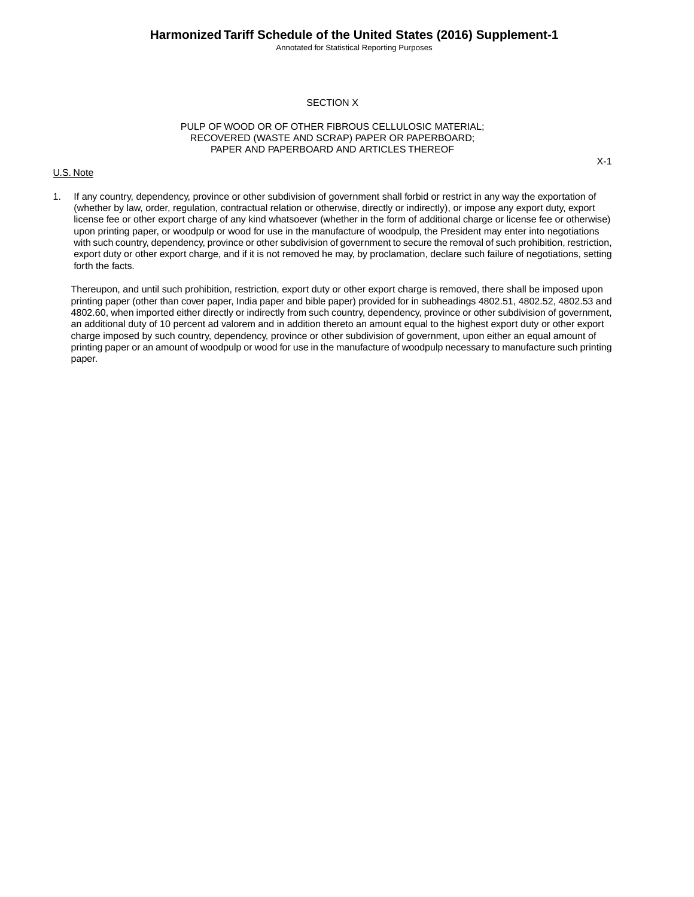# SECTION X

## PULP OF WOOD OR OF OTHER FIBROUS CELLULOSIC MATERIAL; RECOVERED (WASTE AND SCRAP) PAPER OR PAPERBOARD; PAPER AND PAPERBOARD AND ARTICLES THEREOF

U.S. Note

1. If any country, dependency, province or other subdivision of government shall forbid or restrict in any way the exportation of (whether by law, order, regulation, contractual relation or otherwise, directly or indirectly), or impose any export duty, export license fee or other export charge of any kind whatsoever (whether in the form of additional charge or license fee or otherwise) upon printing paper, or woodpulp or wood for use in the manufacture of woodpulp, the President may enter into negotiations with such country, dependency, province or other subdivision of government to secure the removal of such prohibition, restriction, export duty or other export charge, and if it is not removed he may, by proclamation, declare such failure of negotiations, setting forth the facts.

   Thereupon, and until such prohibition, restriction, export duty or other export charge is removed, there shall be imposed upon printing paper (other than cover paper, India paper and bible paper) provided for in subheadings 4802.51, 4802.52, 4802.53 and 4802.60, when imported either directly or indirectly from such country, dependency, province or other subdivision of government, an additional duty of 10 percent ad valorem and in addition thereto an amount equal to the highest export duty or other export charge imposed by such country, dependency, province or other subdivision of government, upon either an equal amount of printing paper or an amount of woodpulp or wood for use in the manufacture of woodpulp necessary to manufacture such printing paper.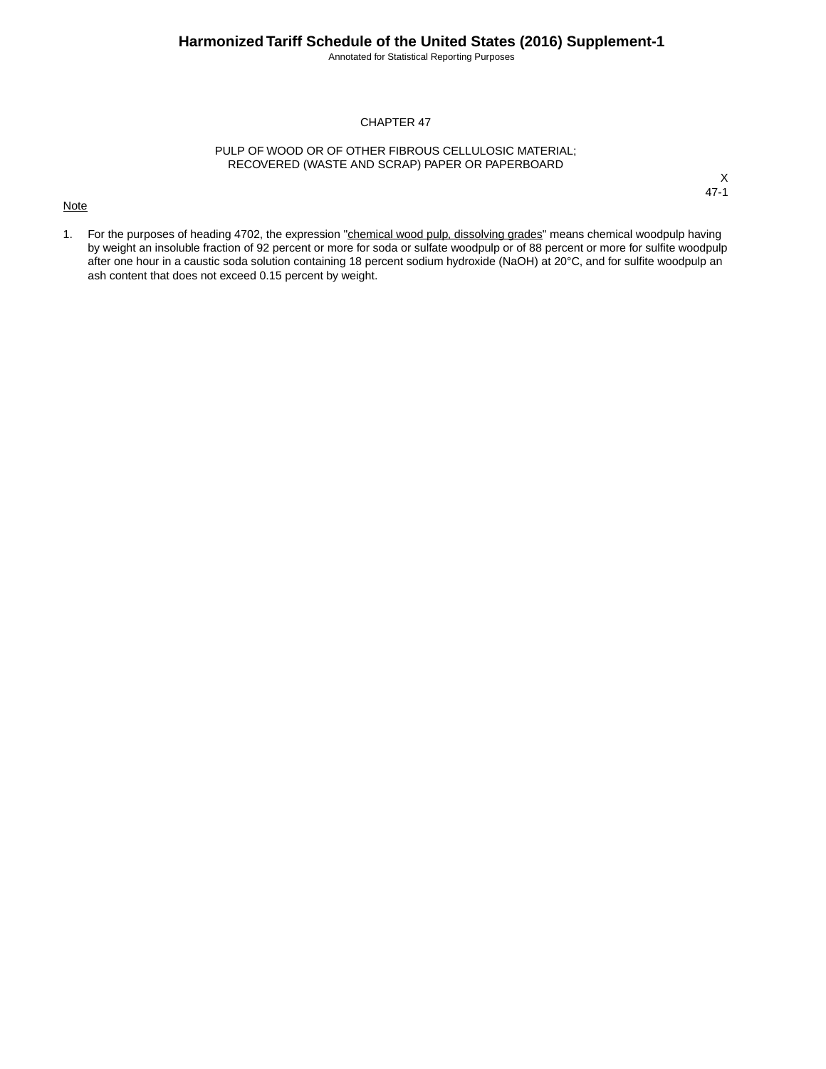# CHAPTER 47

## PULP OF WOOD OR OF OTHER FIBROUS CELLULOSIC MATERIAL; RECOVERED (WASTE AND SCRAP) PAPER OR PAPERBOARD

X
47-1

Note

1. For the purposes of heading 4702, the expression "chemical wood pulp, dissolving grades" means chemical woodpulp having by weight an insoluble fraction of 92 percent or more for soda or sulfate woodpulp or of 88 percent or more for sulfite woodpulp after one hour in a caustic soda solution containing 18 percent sodium hydroxide ($NaOH$) at 20°C, and for sulfite woodpulp an ash content that does not exceed 0.15 percent by weight.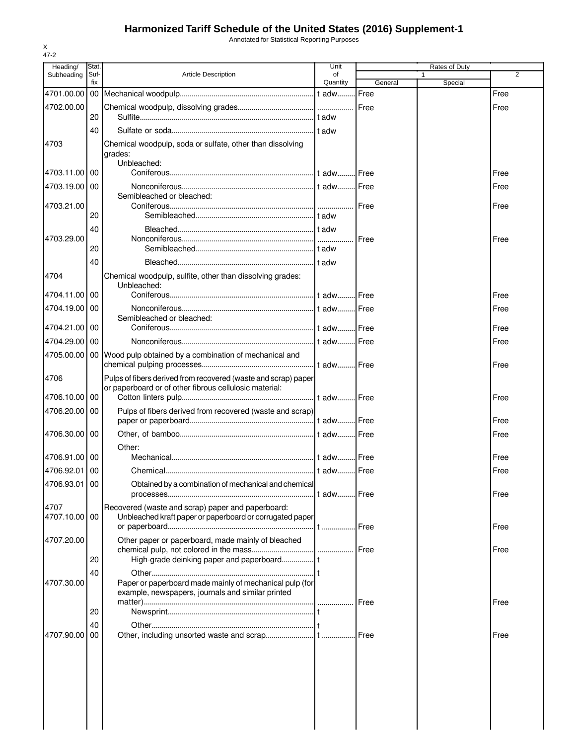# Harmonized Tariff Schedule of the United States (2016) Supplement-1

Annotated for Statistical Reporting Purposes

X
47-2

| Heading/ Subheading | Stat. Suf- fix | Article Description | Unit of Quantity | Rates of Duty 1 General | Rates of Duty 1 Special | Rates of Duty 2 |
|---|---|---|---|---|---|---|
| 4701.00.00 | 00 | Mechanical woodpulp | t adw | Free | | Free |
| 4702.00.00 | | Chemical woodpulp, dissolving grades | | Free | | Free |
| | 20 | Sulfite | t adw | | | |
| | 40 | Sulfate or soda | t adw | | | |
| 4703 | | Chemical woodpulp, soda or sulfate, other than dissolving grades: | | | | |
| | | Unbleached: | | | | |
| 4703.11.00 | 00 | Coniferous | t adw | Free | | Free |
| 4703.19.00 | 00 | Nonconiferous | t adw | Free | | Free |
| | | Semibleached or bleached: | | | | |
| 4703.21.00 | | Coniferous | | Free | | Free |
| | 20 | Semibleached | t adw | | | |
| | 40 | Bleached | t adw | | | |
| 4703.29.00 | | Nonconiferous | | Free | | Free |
| | 20 | Semibleached | t adw | | | |
| | 40 | Bleached | t adw | | | |
| 4704 | | Chemical woodpulp, sulfite, other than dissolving grades: | | | | |
| | | Unbleached: | | | | |
| 4704.11.00 | 00 | Coniferous | t adw | Free | | Free |
| 4704.19.00 | 00 | Nonconiferous | t adw | Free | | Free |
| | | Semibleached or bleached: | | | | |
| 4704.21.00 | 00 | Coniferous | t adw | Free | | Free |
| 4704.29.00 | 00 | Nonconiferous | t adw | Free | | Free |
| 4705.00.00 | 00 | Wood pulp obtained by a combination of mechanical and chemical pulping processes | t adw | Free | | Free |
| 4706 | | Pulps of fibers derived from recovered (waste and scrap) paper or paperboard or of other fibrous cellulosic material: | | | | |
| 4706.10.00 | 00 | Cotton linters pulp | t adw | Free | | Free |
| 4706.20.00 | 00 | Pulps of fibers derived from recovered (waste and scrap) paper or paperboard | t adw | Free | | Free |
| 4706.30.00 | 00 | Other, of bamboo | t adw | Free | | Free |
| | | Other: | | | | |
| 4706.91.00 | 00 | Mechanical | t adw | Free | | Free |
| 4706.92.01 | 00 | Chemical | t adw | Free | | Free |
| 4706.93.01 | 00 | Obtained by a combination of mechanical and chemical processes | t adw | Free | | Free |
| 4707 | | Recovered (waste and scrap) paper and paperboard: | | | | |
| 4707.10.00 | 00 | Unbleached kraft paper or paperboard or corrugated paper or paperboard | t | Free | | Free |
| 4707.20.00 | | Other paper or paperboard, made mainly of bleached chemical pulp, not colored in the mass | | Free | | Free |
| | 20 | High-grade deinking paper and paperboard | t | | | |
| | 40 | Other | t | | | |
| 4707.30.00 | | Paper or paperboard made mainly of mechanical pulp (for example, newspapers, journals and similar printed matter) | | Free | | Free |
| | 20 | Newsprint | t | | | |
| | 40 | Other | t | | | |
| 4707.90.00 | 00 | Other, including unsorted waste and scrap | t | Free | | Free |